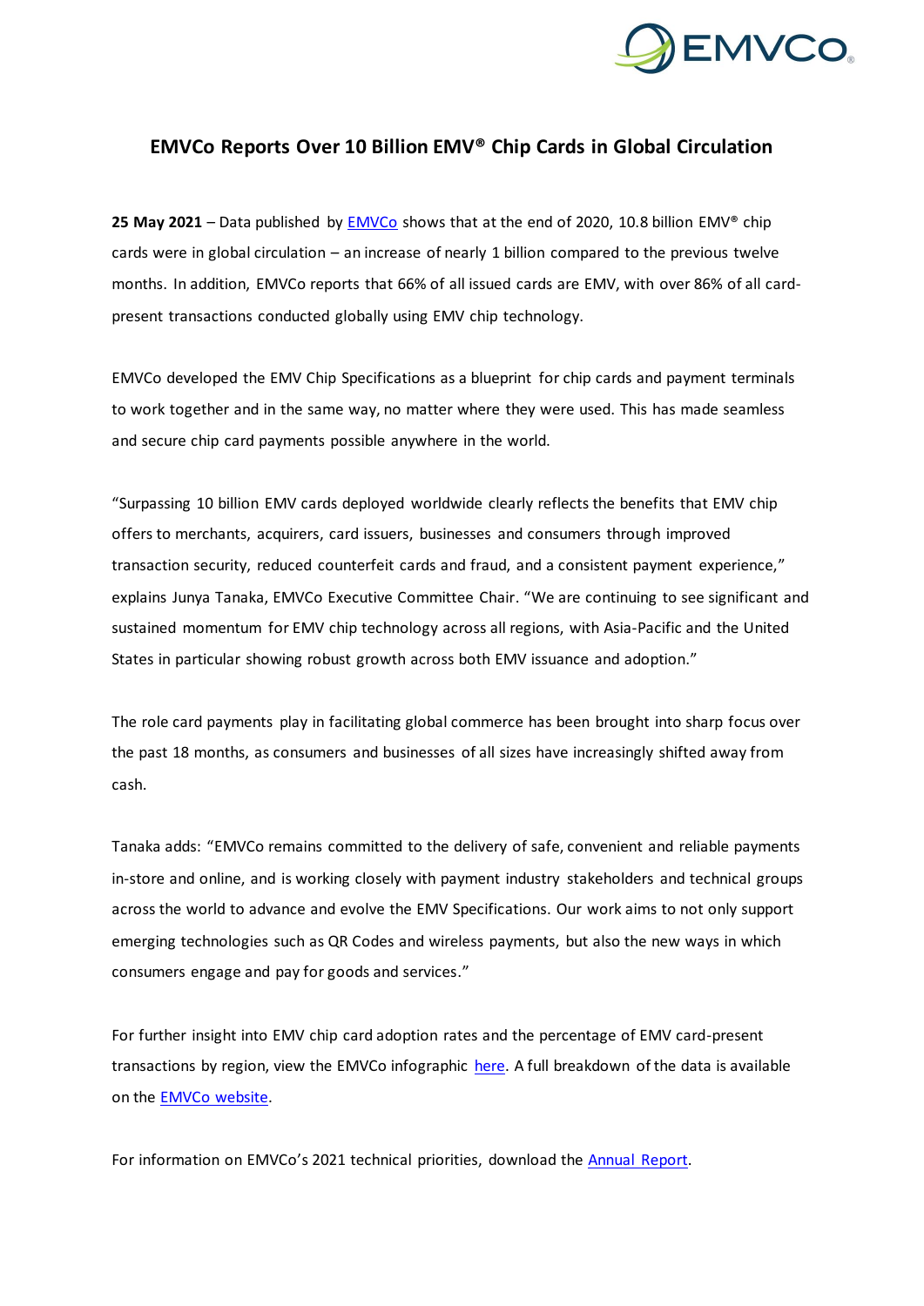# EMVCo Reports Over 10 Billion EMV® Chip Cards in Global Circulation

**25 May 2021** – Data published by [EMVCo](#) shows that at the end of 2020, 10.8 billion EMV® chip cards were in global circulation – an increase of nearly 1 billion compared to the previous twelve months. In addition, EMVCo reports that 66% of all issued cards are EMV, with over 86% of all card-present transactions conducted globally using EMV chip technology.

EMVCo developed the EMV Chip Specifications as a blueprint for chip cards and payment terminals to work together and in the same way, no matter where they were used. This has made seamless and secure chip card payments possible anywhere in the world.

"Surpassing 10 billion EMV cards deployed worldwide clearly reflects the benefits that EMV chip offers to merchants, acquirers, card issuers, businesses and consumers through improved transaction security, reduced counterfeit cards and fraud, and a consistent payment experience," explains Junya Tanaka, EMVCo Executive Committee Chair. "We are continuing to see significant and sustained momentum for EMV chip technology across all regions, with Asia-Pacific and the United States in particular showing robust growth across both EMV issuance and adoption."

The role card payments play in facilitating global commerce has been brought into sharp focus over the past 18 months, as consumers and businesses of all sizes have increasingly shifted away from cash.

Tanaka adds: "EMVCo remains committed to the delivery of safe, convenient and reliable payments in-store and online, and is working closely with payment industry stakeholders and technical groups across the world to advance and evolve the EMV Specifications. Our work aims to not only support emerging technologies such as QR Codes and wireless payments, but also the new ways in which consumers engage and pay for goods and services."

For further insight into EMV chip card adoption rates and the percentage of EMV card-present transactions by region, view the EMVCo infographic [here](#). A full breakdown of the data is available on the [EMVCo website](#).

For information on EMVCo's 2021 technical priorities, download the [Annual Report](#).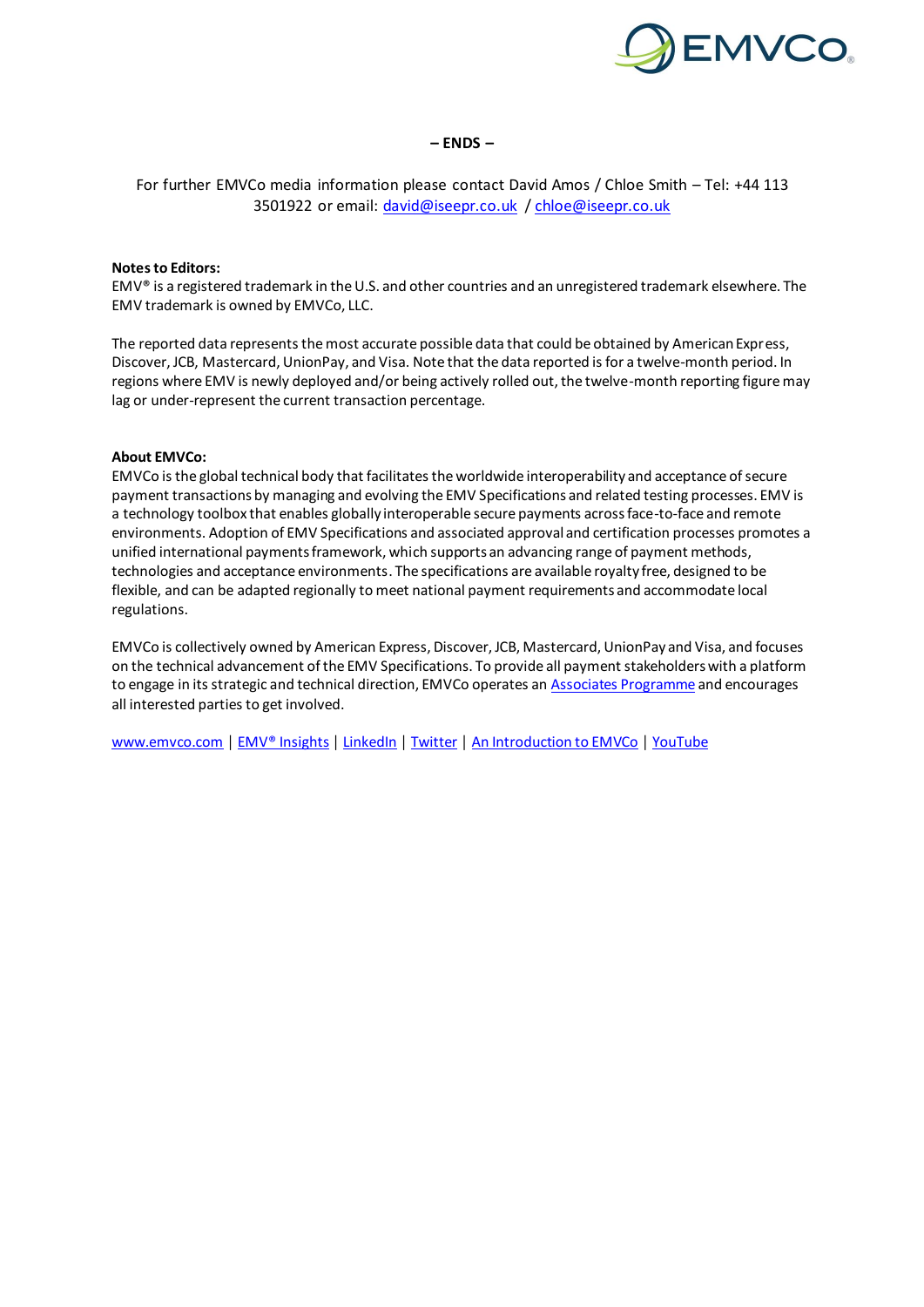**– ENDS –**

For further EMVCo media information please contact David Amos / Chloe Smith – Tel: +44 113 3501922 or email: david@iseepr.co.uk / chloe@iseepr.co.uk

**Notes to Editors:**
EMV® is a registered trademark in the U.S. and other countries and an unregistered trademark elsewhere. The EMV trademark is owned by EMVCo, LLC.

The reported data represents the most accurate possible data that could be obtained by American Express, Discover, JCB, Mastercard, UnionPay, and Visa. Note that the data reported is for a twelve-month period. In regions where EMV is newly deployed and/or being actively rolled out, the twelve-month reporting figure may lag or under-represent the current transaction percentage.

**About EMVCo:**
EMVCo is the global technical body that facilitates the worldwide interoperability and acceptance of secure payment transactions by managing and evolving the EMV Specifications and related testing processes. EMV is a technology toolbox that enables globally interoperable secure payments across face-to-face and remote environments. Adoption of EMV Specifications and associated approval and certification processes promotes a unified international payments framework, which supports an advancing range of payment methods, technologies and acceptance environments. The specifications are available royalty free, designed to be flexible, and can be adapted regionally to meet national payment requirements and accommodate local regulations.

EMVCo is collectively owned by American Express, Discover, JCB, Mastercard, UnionPay and Visa, and focuses on the technical advancement of the EMV Specifications. To provide all payment stakeholders with a platform to engage in its strategic and technical direction, EMVCo operates an Associates Programme and encourages all interested parties to get involved.

www.emvco.com | EMV® Insights | LinkedIn | Twitter | An Introduction to EMVCo | YouTube